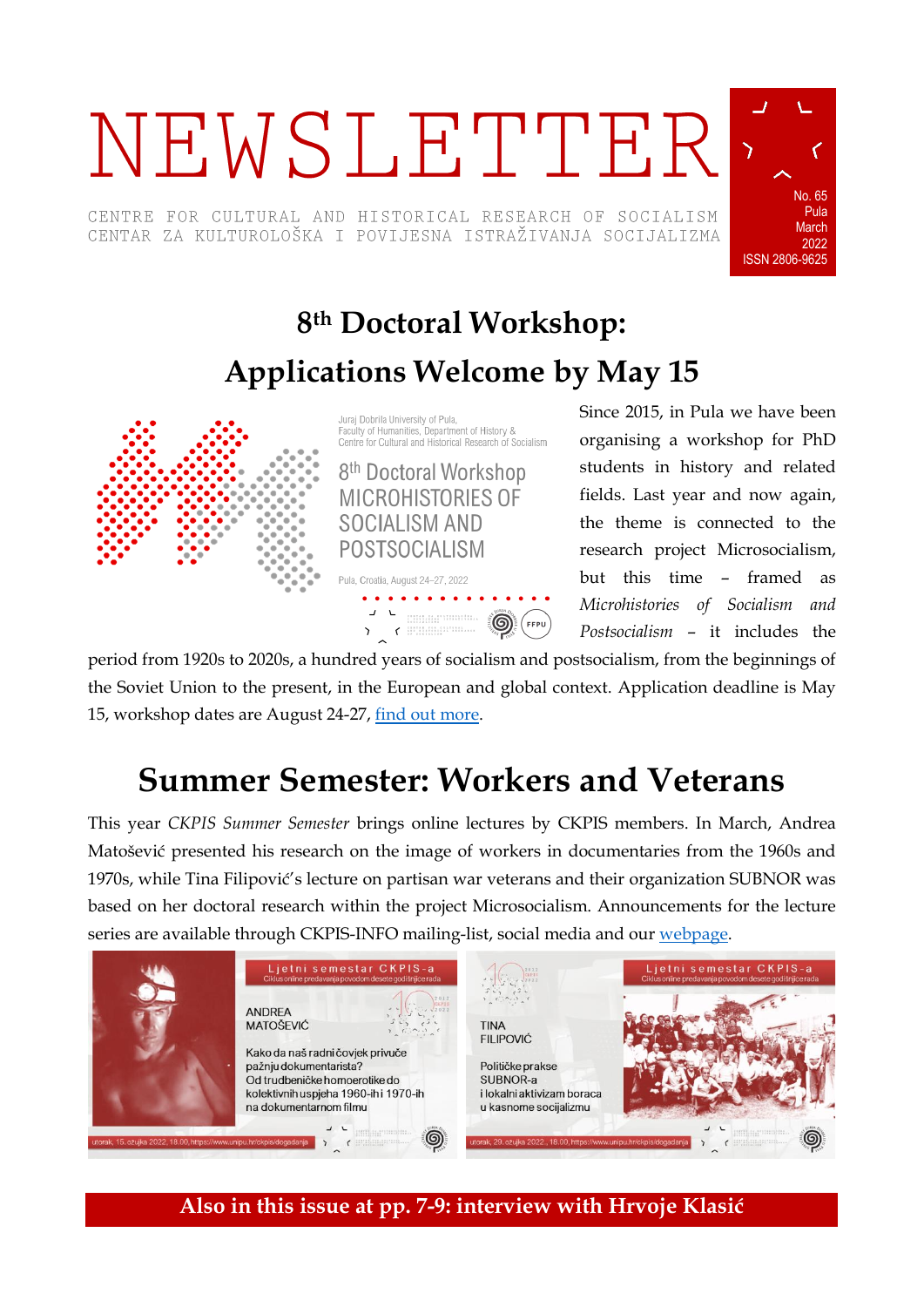# NEWSLETTER

CENTRE FOR CULTURAL AND HISTORICAL RESEARCH OF SOCIALISM
CENTAR ZA KULTUROLOŠKA I POVIJESNA ISTRAŽIVANJA SOCIJALIZMA

No. 65
Pula
March
2022
ISSN 2806-9625

## 8th Doctoral Workshop: Applications Welcome by May 15

Juraj Dobrila University of Pula, Faculty of Humanities, Department of History & Centre for Cultural and Historical Research of Socialism

8th Doctoral Workshop
MICROHISTORIES OF SOCIALISM AND POSTSOCIALISM

Pula, Croatia, August 24–27, 2022

Since 2015, in Pula we have been organising a workshop for PhD students in history and related fields. Last year and now again, the theme is connected to the research project Microsocialism, but this time – framed as *Microhistories of Socialism and Postsocialism* – it includes the period from 1920s to 2020s, a hundred years of socialism and postsocialism, from the beginnings of the Soviet Union to the present, in the European and global context. Application deadline is May 15, workshop dates are August 24-27, find out more.

## Summer Semester: Workers and Veterans

This year *CKPIS Summer Semester* brings online lectures by CKPIS members. In March, Andrea Matošević presented his research on the image of workers in documentaries from the 1960s and 1970s, while Tina Filipović's lecture on partisan war veterans and their organization SUBNOR was based on her doctoral research within the project Microsocialism. Announcements for the lecture series are available through CKPIS-INFO mailing-list, social media and our webpage.

Ljetni semestar CKPIS-a
Ciklus online predavanja povodom desete godišnjice rada

ANDREA MATOŠEVIĆ

Kako da naš radni čovjek privuče pažnju dokumentarista? Od trudbeničke homoerotike do kolektivnih uspjeha 1960-ih i 1970-ih na dokumentarnom filmu

utorak, 15. ožujka 2022, 18.00, https://www.unipu.hr/ckpis/dogadanja

Ljetni semestar CKPIS-a
Ciklus online predavanja povodom desete godišnjice rada

TINA FILIPOVIĆ

Političke prakse SUBNOR-a i lokalni aktivizam boraca u kasnome socijalizmu

utorak, 29. ožujka 2022, 18.00, https://www.unipu.hr/ckpis/dogadanja

**Also in this issue at pp. 7-9: interview with Hrvoje Klasić**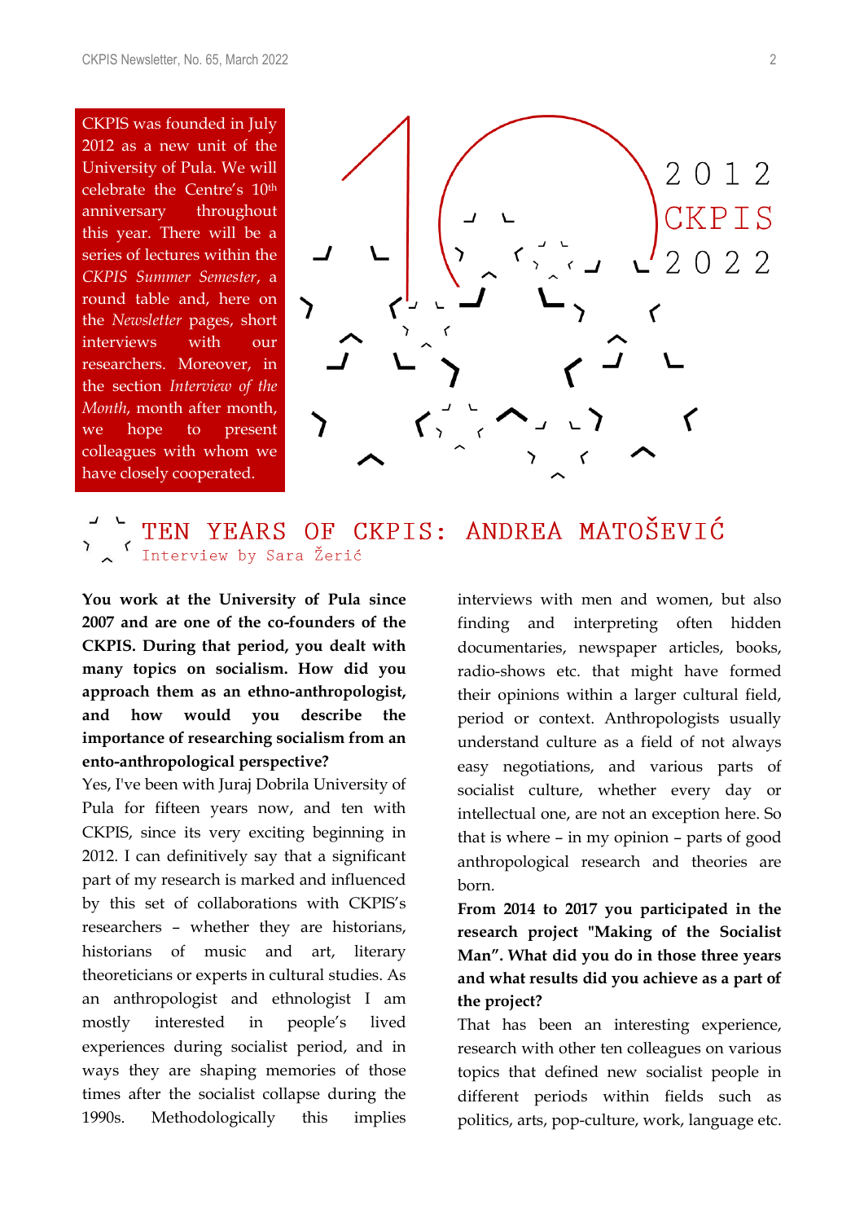CKPIS was founded in July 2012 as a new unit of the University of Pula. We will celebrate the Centre's 10th anniversary throughout this year. There will be a series of lectures within the *CKPIS Summer Semester*, a round table and, here on the *Newsletter* pages, short interviews with our researchers. Moreover, in the section *Interview of the Month*, month after month, we hope to present colleagues with whom we have closely cooperated.

2012 CKPIS 2022

## TEN YEARS OF CKPIS: ANDREA MATOŠEVIĆ

Interview by Sara Žerić

**You work at the University of Pula since 2007 and are one of the co-founders of the CKPIS. During that period, you dealt with many topics on socialism. How did you approach them as an ethno-anthropologist, and how would you describe the importance of researching socialism from an ento-anthropological perspective?**

Yes, I've been with Juraj Dobrila University of Pula for fifteen years now, and ten with CKPIS, since its very exciting beginning in 2012. I can definitively say that a significant part of my research is marked and influenced by this set of collaborations with CKPIS's researchers – whether they are historians, historians of music and art, literary theoreticians or experts in cultural studies. As an anthropologist and ethnologist I am mostly interested in people's lived experiences during socialist period, and in ways they are shaping memories of those times after the socialist collapse during the 1990s. Methodologically this implies interviews with men and women, but also finding and interpreting often hidden documentaries, newspaper articles, books, radio-shows etc. that might have formed their opinions within a larger cultural field, period or context. Anthropologists usually understand culture as a field of not always easy negotiations, and various parts of socialist culture, whether every day or intellectual one, are not an exception here. So that is where – in my opinion – parts of good anthropological research and theories are born.

**From 2014 to 2017 you participated in the research project "Making of the Socialist Man". What did you do in those three years and what results did you achieve as a part of the project?**

That has been an interesting experience, research with other ten colleagues on various topics that defined new socialist people in different periods within fields such as politics, arts, pop-culture, work, language etc.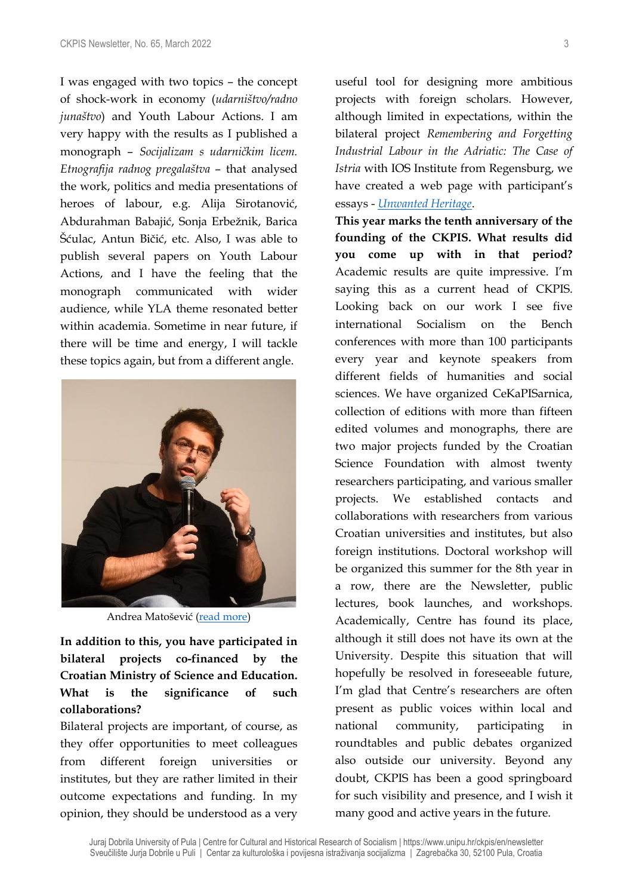I was engaged with two topics – the concept of shock-work in economy (*udarništvo/radno junaštvo*) and Youth Labour Actions. I am very happy with the results as I published a monograph – *Socijalizam s udarničkim licem. Etnografija radnog pregalaštva* – that analysed the work, politics and media presentations of heroes of labour, e.g. Alija Sirotanović, Abdurahman Babajić, Sonja Erbežnik, Barica Šćulac, Antun Bičić, etc. Also, I was able to publish several papers on Youth Labour Actions, and I have the feeling that the monograph communicated with wider audience, while YLA theme resonated better within academia. Sometime in near future, if there will be time and energy, I will tackle these topics again, but from a different angle.

Andrea Matošević (read more)

**In addition to this, you have participated in bilateral projects co-financed by the Croatian Ministry of Science and Education. What is the significance of such collaborations?**

Bilateral projects are important, of course, as they offer opportunities to meet colleagues from different foreign universities or institutes, but they are rather limited in their outcome expectations and funding. In my opinion, they should be understood as a very useful tool for designing more ambitious projects with foreign scholars. However, although limited in expectations, within the bilateral project *Remembering and Forgetting Industrial Labour in the Adriatic: The Case of Istria* with IOS Institute from Regensburg, we have created a web page with participant's essays - *Unwanted Heritage*.

**This year marks the tenth anniversary of the founding of the CKPIS. What results did you come up with in that period?**

Academic results are quite impressive. I'm saying this as a current head of CKPIS. Looking back on our work I see five international Socialism on the Bench conferences with more than 100 participants every year and keynote speakers from different fields of humanities and social sciences. We have organized CeKaPISarnica, collection of editions with more than fifteen edited volumes and monographs, there are two major projects funded by the Croatian Science Foundation with almost twenty researchers participating, and various smaller projects. We established contacts and collaborations with researchers from various Croatian universities and institutes, but also foreign institutions. Doctoral workshop will be organized this summer for the 8th year in a row, there are the Newsletter, public lectures, book launches, and workshops. Academically, Centre has found its place, although it still does not have its own at the University. Despite this situation that will hopefully be resolved in foreseeable future, I'm glad that Centre's researchers are often present as public voices within local and national community, participating in roundtables and public debates organized also outside our university. Beyond any doubt, CKPIS has been a good springboard for such visibility and presence, and I wish it many good and active years in the future.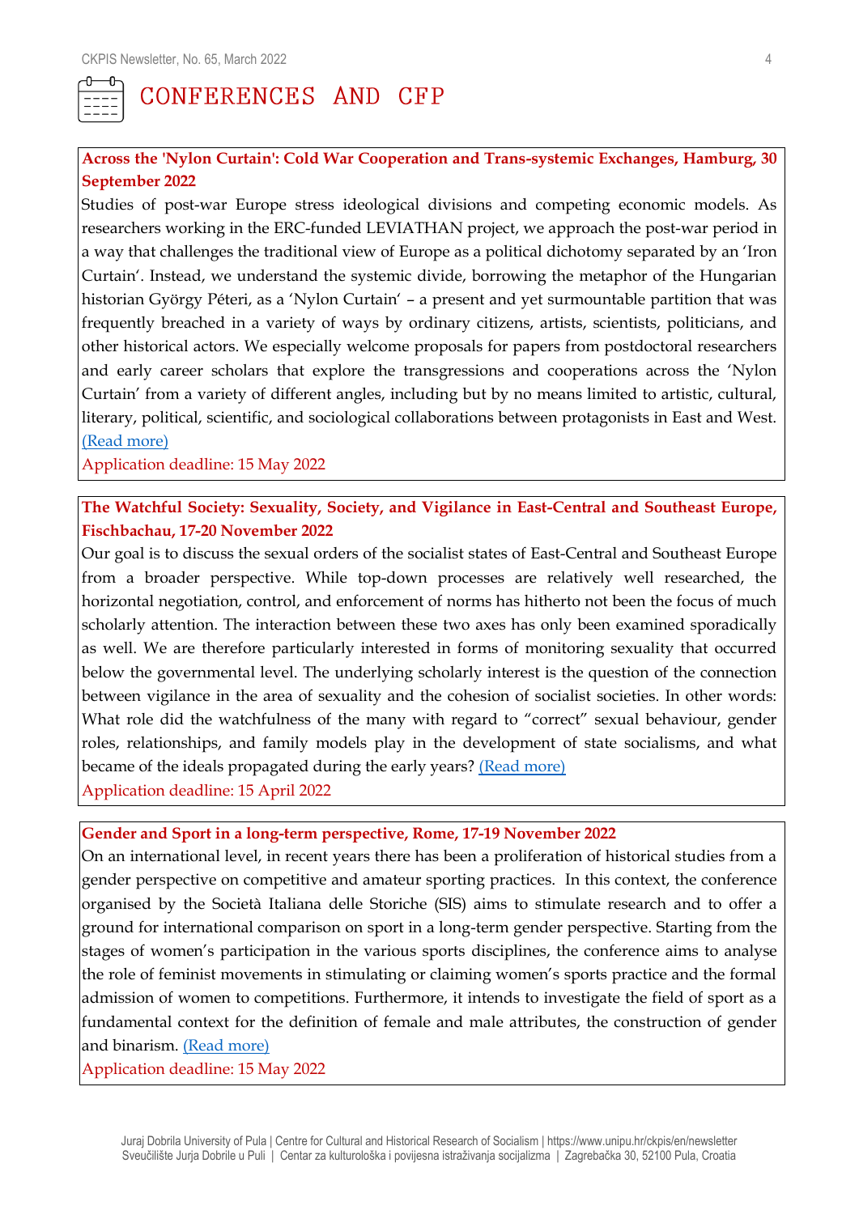# CONFERENCES AND CFP

**Across the 'Nylon Curtain': Cold War Cooperation and Trans-systemic Exchanges, Hamburg, 30 September 2022**

Studies of post-war Europe stress ideological divisions and competing economic models. As researchers working in the ERC-funded LEVIATHAN project, we approach the post-war period in a way that challenges the traditional view of Europe as a political dichotomy separated by an 'Iron Curtain'. Instead, we understand the systemic divide, borrowing the metaphor of the Hungarian historian György Péteri, as a 'Nylon Curtain' – a present and yet surmountable partition that was frequently breached in a variety of ways by ordinary citizens, artists, scientists, politicians, and other historical actors. We especially welcome proposals for papers from postdoctoral researchers and early career scholars that explore the transgressions and cooperations across the 'Nylon Curtain' from a variety of different angles, including but by no means limited to artistic, cultural, literary, political, scientific, and sociological collaborations between protagonists in East and West. (Read more)

Application deadline: 15 May 2022

**The Watchful Society: Sexuality, Society, and Vigilance in East-Central and Southeast Europe, Fischbachau, 17-20 November 2022**

Our goal is to discuss the sexual orders of the socialist states of East-Central and Southeast Europe from a broader perspective. While top-down processes are relatively well researched, the horizontal negotiation, control, and enforcement of norms has hitherto not been the focus of much scholarly attention. The interaction between these two axes has only been examined sporadically as well. We are therefore particularly interested in forms of monitoring sexuality that occurred below the governmental level. The underlying scholarly interest is the question of the connection between vigilance in the area of sexuality and the cohesion of socialist societies. In other words: What role did the watchfulness of the many with regard to "correct" sexual behaviour, gender roles, relationships, and family models play in the development of state socialisms, and what became of the ideals propagated during the early years? (Read more)

Application deadline: 15 April 2022

**Gender and Sport in a long-term perspective, Rome, 17-19 November 2022**

On an international level, in recent years there has been a proliferation of historical studies from a gender perspective on competitive and amateur sporting practices. In this context, the conference organised by the Società Italiana delle Storiche (SIS) aims to stimulate research and to offer a ground for international comparison on sport in a long-term gender perspective. Starting from the stages of women's participation in the various sports disciplines, the conference aims to analyse the role of feminist movements in stimulating or claiming women's sports practice and the formal admission of women to competitions. Furthermore, it intends to investigate the field of sport as a fundamental context for the definition of female and male attributes, the construction of gender and binarism. (Read more)

Application deadline: 15 May 2022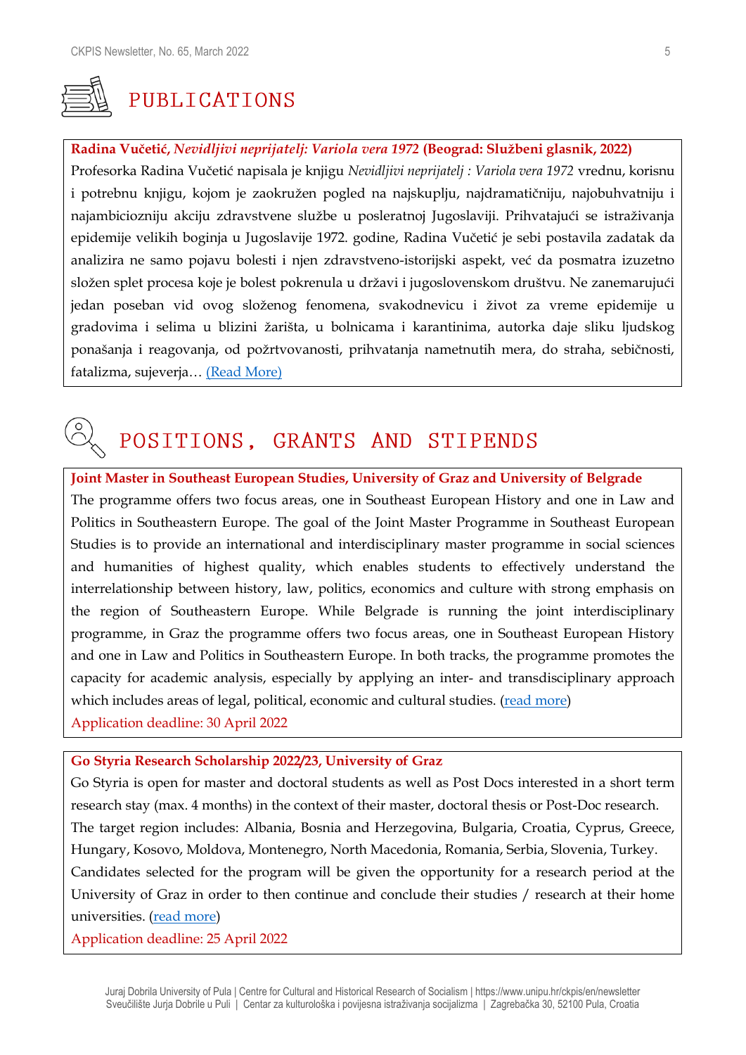# PUBLICATIONS

**Radina Vučetić, *Nevidljivi neprijatelj: Variola vera 1972* (Beograd: Službeni glasnik, 2022)**

Profesorka Radina Vučetić napisala je knjigu *Nevidljivi neprijatelj : Variola vera 1972* vrednu, korisnu i potrebnu knjigu, kojom je zaokružen pogled na najskuplju, najdramatičniju, najobuhvatniju i najambiciozniju akciju zdravstvene službe u posleratnoj Jugoslaviji. Prihvatajući se istraživanja epidemije velikih boginja u Jugoslavije 1972. godine, Radina Vučetić je sebi postavila zadatak da analizira ne samo pojavu bolesti i njen zdravstveno-istorijski aspekt, već da posmatra izuzetno složen splet procesa koje je bolest pokrenula u državi i jugoslovenskom društvu. Ne zanemarujući jedan poseban vid ovog složenog fenomena, svakodnevicu i život za vreme epidemije u gradovima i selima u blizini žarišta, u bolnicama i karantinima, autorka daje sliku ljudskog ponašanja i reagovanja, od požrtvovanosti, prihvatanja nametnutih mera, do straha, sebičnosti, fatalizma, sujeverja… (Read More)

# POSITIONS, GRANTS AND STIPENDS

**Joint Master in Southeast European Studies, University of Graz and University of Belgrade**

The programme offers two focus areas, one in Southeast European History and one in Law and Politics in Southeastern Europe. The goal of the Joint Master Programme in Southeast European Studies is to provide an international and interdisciplinary master programme in social sciences and humanities of highest quality, which enables students to effectively understand the interrelationship between history, law, politics, economics and culture with strong emphasis on the region of Southeastern Europe. While Belgrade is running the joint interdisciplinary programme, in Graz the programme offers two focus areas, one in Southeast European History and one in Law and Politics in Southeastern Europe. In both tracks, the programme promotes the capacity for academic analysis, especially by applying an inter- and transdisciplinary approach which includes areas of legal, political, economic and cultural studies. (read more)

Application deadline: 30 April 2022

**Go Styria Research Scholarship 2022/23, University of Graz**

Go Styria is open for master and doctoral students as well as Post Docs interested in a short term research stay (max. 4 months) in the context of their master, doctoral thesis or Post-Doc research. The target region includes: Albania, Bosnia and Herzegovina, Bulgaria, Croatia, Cyprus, Greece, Hungary, Kosovo, Moldova, Montenegro, North Macedonia, Romania, Serbia, Slovenia, Turkey. Candidates selected for the program will be given the opportunity for a research period at the University of Graz in order to then continue and conclude their studies / research at their home universities. (read more)

Application deadline: 25 April 2022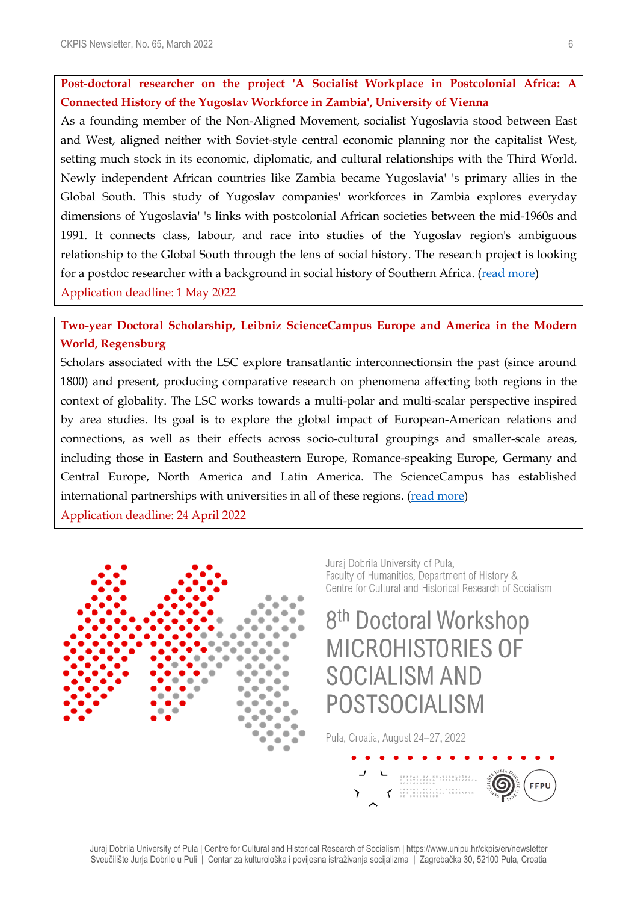**Post-doctoral researcher on the project 'A Socialist Workplace in Postcolonial Africa: A Connected History of the Yugoslav Workforce in Zambia', University of Vienna**

As a founding member of the Non-Aligned Movement, socialist Yugoslavia stood between East and West, aligned neither with Soviet-style central economic planning nor the capitalist West, setting much stock in its economic, diplomatic, and cultural relationships with the Third World. Newly independent African countries like Zambia became Yugoslavia' 's primary allies in the Global South. This study of Yugoslav companies' workforces in Zambia explores everyday dimensions of Yugoslavia' 's links with postcolonial African societies between the mid-1960s and 1991. It connects class, labour, and race into studies of the Yugoslav region's ambiguous relationship to the Global South through the lens of social history. The research project is looking for a postdoc researcher with a background in social history of Southern Africa. (read more)

Application deadline: 1 May 2022

**Two-year Doctoral Scholarship, Leibniz ScienceCampus Europe and America in the Modern World, Regensburg**

Scholars associated with the LSC explore transatlantic interconnectionsin the past (since around 1800) and present, producing comparative research on phenomena affecting both regions in the context of globality. The LSC works towards a multi-polar and multi-scalar perspective inspired by area studies. Its goal is to explore the global impact of European-American relations and connections, as well as their effects across socio-cultural groupings and smaller-scale areas, including those in Eastern and Southeastern Europe, Romance-speaking Europe, Germany and Central Europe, North America and Latin America. The ScienceCampus has established international partnerships with universities in all of these regions. (read more)

Application deadline: 24 April 2022

Juraj Dobrila University of Pula,
Faculty of Humanities, Department of History &
Centre for Cultural and Historical Research of Socialism

# 8th Doctoral Workshop MICROHISTORIES OF SOCIALISM AND POSTSOCIALISM

Pula, Croatia, August 24–27, 2022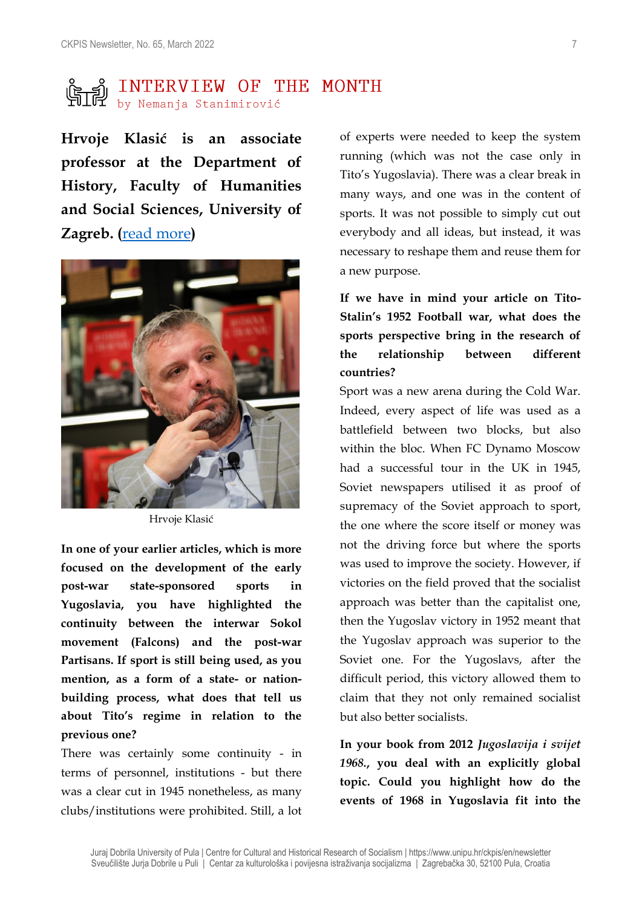# INTERVIEW OF THE MONTH

by Nemanja Stanimirović

**Hrvoje Klasić is an associate professor at the Department of History, Faculty of Humanities and Social Sciences, University of Zagreb. (read more)**

Hrvoje Klasić

**In one of your earlier articles, which is more focused on the development of the early post-war state-sponsored sports in Yugoslavia, you have highlighted the continuity between the interwar Sokol movement (Falcons) and the post-war Partisans. If sport is still being used, as you mention, as a form of a state- or nation-building process, what does that tell us about Tito's regime in relation to the previous one?**

There was certainly some continuity - in terms of personnel, institutions - but there was a clear cut in 1945 nonetheless, as many clubs/institutions were prohibited. Still, a lot of experts were needed to keep the system running (which was not the case only in Tito's Yugoslavia). There was a clear break in many ways, and one was in the content of sports. It was not possible to simply cut out everybody and all ideas, but instead, it was necessary to reshape them and reuse them for a new purpose.

**If we have in mind your article on Tito-Stalin's 1952 Football war, what does the sports perspective bring in the research of the relationship between different countries?**

Sport was a new arena during the Cold War. Indeed, every aspect of life was used as a battlefield between two blocks, but also within the bloc. When FC Dynamo Moscow had a successful tour in the UK in 1945, Soviet newspapers utilised it as proof of supremacy of the Soviet approach to sport, the one where the score itself or money was not the driving force but where the sports was used to improve the society. However, if victories on the field proved that the socialist approach was better than the capitalist one, then the Yugoslav victory in 1952 meant that the Yugoslav approach was superior to the Soviet one. For the Yugoslavs, after the difficult period, this victory allowed them to claim that they not only remained socialist but also better socialists.

**In your book from 2012 *Jugoslavija i svijet 1968.*, you deal with an explicitly global topic. Could you highlight how do the events of 1968 in Yugoslavia fit into the**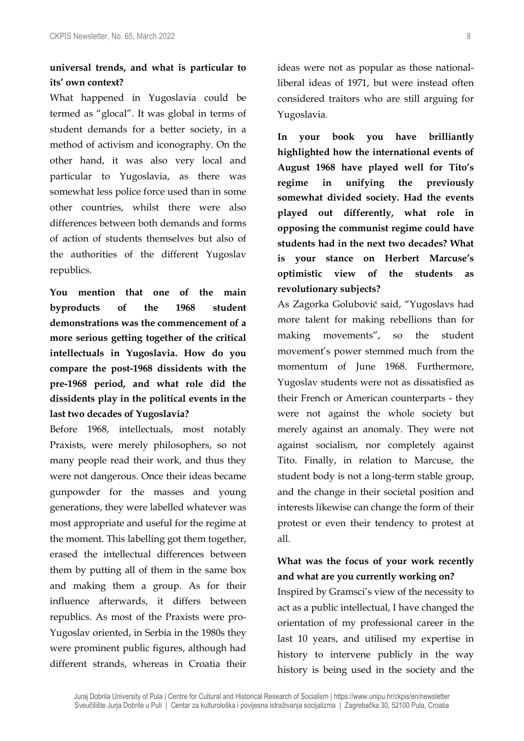**universal trends, and what is particular to its' own context?**

What happened in Yugoslavia could be termed as "glocal". It was global in terms of student demands for a better society, in a method of activism and iconography. On the other hand, it was also very local and particular to Yugoslavia, as there was somewhat less police force used than in some other countries, whilst there were also differences between both demands and forms of action of students themselves but also of the authorities of the different Yugoslav republics.

**You mention that one of the main byproducts of the 1968 student demonstrations was the commencement of a more serious getting together of the critical intellectuals in Yugoslavia. How do you compare the post-1968 dissidents with the pre-1968 period, and what role did the dissidents play in the political events in the last two decades of Yugoslavia?**

Before 1968, intellectuals, most notably Praxists, were merely philosophers, so not many people read their work, and thus they were not dangerous. Once their ideas became gunpowder for the masses and young generations, they were labelled whatever was most appropriate and useful for the regime at the moment. This labelling got them together, erased the intellectual differences between them by putting all of them in the same box and making them a group. As for their influence afterwards, it differs between republics. As most of the Praxists were pro-Yugoslav oriented, in Serbia in the 1980s they were prominent public figures, although had different strands, whereas in Croatia their ideas were not as popular as those national-liberal ideas of 1971, but were instead often considered traitors who are still arguing for Yugoslavia.

**In your book you have brilliantly highlighted how the international events of August 1968 have played well for Tito's regime in unifying the previously somewhat divided society. Had the events played out differently, what role in opposing the communist regime could have students had in the next two decades? What is your stance on Herbert Marcuse's optimistic view of the students as revolutionary subjects?**

As Zagorka Golubović said, "Yugoslavs had more talent for making rebellions than for making movements", so the student movement's power stemmed much from the momentum of June 1968. Furthermore, Yugoslav students were not as dissatisfied as their French or American counterparts - they were not against the whole society but merely against an anomaly. They were not against socialism, nor completely against Tito. Finally, in relation to Marcuse, the student body is not a long-term stable group, and the change in their societal position and interests likewise can change the form of their protest or even their tendency to protest at all.

**What was the focus of your work recently and what are you currently working on?**

Inspired by Gramsci's view of the necessity to act as a public intellectual, I have changed the orientation of my professional career in the last 10 years, and utilised my expertise in history to intervene publicly in the way history is being used in the society and the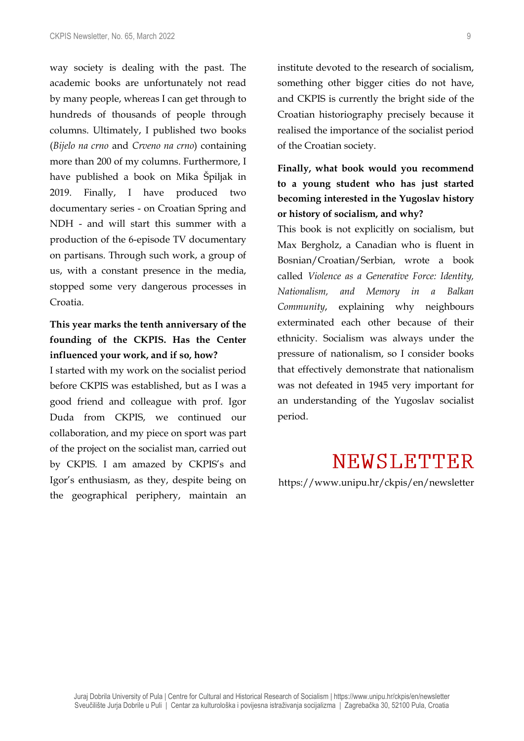way society is dealing with the past. The academic books are unfortunately not read by many people, whereas I can get through to hundreds of thousands of people through columns. Ultimately, I published two books (*Bijelo na crno* and *Crveno na crno*) containing more than 200 of my columns. Furthermore, I have published a book on Mika Špiljak in 2019. Finally, I have produced two documentary series - on Croatian Spring and NDH - and will start this summer with a production of the 6-episode TV documentary on partisans. Through such work, a group of us, with a constant presence in the media, stopped some very dangerous processes in Croatia.

**This year marks the tenth anniversary of the founding of the CKPIS. Has the Center influenced your work, and if so, how?**

I started with my work on the socialist period before CKPIS was established, but as I was a good friend and colleague with prof. Igor Duda from CKPIS, we continued our collaboration, and my piece on sport was part of the project on the socialist man, carried out by CKPIS. I am amazed by CKPIS's and Igor's enthusiasm, as they, despite being on the geographical periphery, maintain an institute devoted to the research of socialism, something other bigger cities do not have, and CKPIS is currently the bright side of the Croatian historiography precisely because it realised the importance of the socialist period of the Croatian society.

**Finally, what book would you recommend to a young student who has just started becoming interested in the Yugoslav history or history of socialism, and why?**

This book is not explicitly on socialism, but Max Bergholz, a Canadian who is fluent in Bosnian/Croatian/Serbian, wrote a book called *Violence as a Generative Force: Identity, Nationalism, and Memory in a Balkan Community*, explaining why neighbours exterminated each other because of their ethnicity. Socialism was always under the pressure of nationalism, so I consider books that effectively demonstrate that nationalism was not defeated in 1945 very important for an understanding of the Yugoslav socialist period.

NEWSLETTER

https://www.unipu.hr/ckpis/en/newsletter